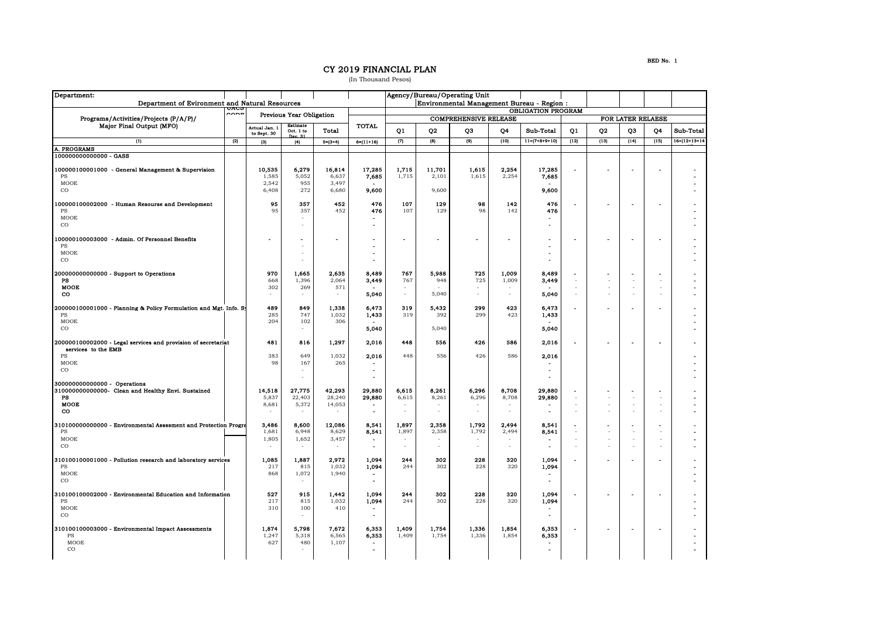BED No. 1

# CY 2019 FINANCIAL PLAN

(In Thousand Pesos)

| Department: | | | | | | Agency/Bureau/Operating Unit | | | | | | | | | | |
|---|---|---|---|---|---|---|---|---|---|---|---|---|---|---|---|---|
| Department of Evironment and Natural Resources | | | | | | Environmental Management Bureau - Region : | | | | | | | | | | |
| Programs/Activities/Projects (P/A/P)/ Major Final Output (MFO) | UACS CODE | Previous Year Obligation | | | TOTAL | OBLIGATION PROGRAM | | | | | | | | | | |
| | | | | | | COMPREHENSIVE RELEASE | | | | | FOR LATER RELAESE | | | | | |
| | | Actual Jan. 1 to Sept. 30 | Estimate Oct. 1 to Dec. 31 | Total | | Q1 | Q2 | Q3 | Q4 | Sub-Total | Q1 | Q2 | Q3 | Q4 | Sub-Total |
| (1) | (2) | (3) | (4) | 5=(3+4) | 6=(11+16) | (7) | (8) | (9) | (10) | 11=(7+8+9+10) | (12) | (13) | (14) | (15) | 16=(12+13+14 |
| A. PROGRAMS | | | | | | | | | | | | | | | |
| 100000000000000 - GASS | | | | | | | | | | | | | | | |
| 100000100001000 - General Management & Supervision | | 10,535 | 6,279 | 16,814 | 17,285 | 1,715 | 11,701 | 1,615 | 2,254 | 17,285 | - | - | - | - | - |
| PS | | 1,585 | 5,052 | 6,637 | 7,685 | 1,715 | 2,101 | 1,615 | 2,254 | 7,685 | | | | | - |
| MOOE | | 2,542 | 955 | 3,497 | - | | | | | - | | | | | - |
| CO | | 6,408 | 272 | 6,680 | 9,600 | | 9,600 | | | 9,600 | | | | | - |
| 100000100002000 - Human Resourse and Development | | 95 | 357 | 452 | 476 | 107 | 129 | 98 | 142 | 476 | - | - | - | - | - |
| PS | | 95 | 357 | 452 | 476 | 107 | 129 | 98 | 142 | 476 | | | | | - |
| MOOE | | | - | | - | | | | | - | | | | | - |
| CO | | | - | | - | | | | | - | | | | | - |
| 100000100003000 - Admin. Of Personnel Benefits | | - | - | - | - | - | - | - | - | - | - | - | - | - | - |
| PS | | | - | | - | | | | | - | | | | | - |
| MOOE | | | - | | - | | | | | - | | | | | - |
| CO | | | - | | - | | | | | - | | | | | - |
| 200000000000000 - Support to Operations | | 970 | 1,665 | 2,635 | 8,489 | 767 | 5,988 | 725 | 1,009 | 8,489 | - | - | - | - | - |
| PS | | 668 | 1,396 | 2,064 | 3,449 | 767 | 948 | 725 | 1,009 | 3,449 | - | - | - | - | - |
| MOOE | | 302 | 269 | 571 | - | - | - | - | - | - | - | - | - | - | - |
| CO | | - | - | - | 5,040 | - | 5,040 | - | - | 5,040 | - | - | - | - | - |
| 200000100001000 - Planning & Policy Formulation and Mgt. Info. Sy | | 489 | 849 | 1,338 | 6,473 | 319 | 5,432 | 299 | 423 | 6,473 | - | - | - | - | - |
| PS | | 285 | 747 | 1,032 | 1,433 | 319 | 392 | 299 | 423 | 1,433 | | | | | - |
| MOOE | | 204 | 102 | 306 | - | | | | | - | | | | | - |
| CO | | | - | | 5,040 | | 5,040 | | | 5,040 | | | | | - |
| 200000100002000 - Legal services and provision of secretariat services to the EMB | | 481 | 816 | 1,297 | 2,016 | 448 | 556 | 426 | 586 | 2,016 | - | - | - | - | - |
| PS | | 383 | 649 | 1,032 | 2,016 | 448 | 556 | 426 | 586 | 2,016 | | | | | - |
| MOOE | | 98 | 167 | 265 | - | | | | | - | | | | | - |
| CO | | | - | | - | | | | | - | | | | | - |
| 300000000000000 - Operations | | | - | | - | | | | | - | | | | | - |
| 310000000000000- Clean and Healthy Envi. Sustained | | 14,518 | 27,775 | 42,293 | 29,880 | 6,615 | 8,261 | 6,296 | 8,708 | 29,880 | - | - | - | - | - |
| PS | | 5,837 | 22,403 | 28,240 | 29,880 | 6,615 | 8,261 | 6,296 | 8,708 | 29,880 | - | - | - | - | - |
| MOOE | | 8,681 | 5,372 | 14,053 | - | - | - | - | - | - | - | - | - | - | - |
| CO | | - | - | - | - | - | - | - | - | - | - | - | - | - | - |
| 310100000000000 - Environmental Asssment and Protection Progra | | 3,486 | 8,600 | 12,086 | 8,541 | 1,897 | 2,358 | 1,792 | 2,494 | 8,541 | - | - | - | - | - |
| PS | | 1,681 | 6,948 | 8,629 | 8,541 | 1,897 | 2,358 | 1,792 | 2,494 | 8,541 | - | - | - | - | - |
| MOOE | | 1,805 | 1,652 | 3,457 | - | - | - | - | - | - | - | - | - | - | - |
| CO | | - | - | - | - | - | - | - | - | - | - | - | - | - | - |
| 310100100001000 - Pollution research and laboratory services | | 1,085 | 1,887 | 2,972 | 1,094 | 244 | 302 | 228 | 320 | 1,094 | - | - | - | - | - |
| PS | | 217 | 815 | 1,032 | 1,094 | 244 | 302 | 228 | 320 | 1,094 | | | | | - |
| MOOE | | 868 | 1,072 | 1,940 | - | | | | | - | | | | | - |
| CO | | | - | | - | | | | | - | | | | | - |
| 310100100002000 - Environmental Education and Information | | 527 | 915 | 1,442 | 1,094 | 244 | 302 | 228 | 320 | 1,094 | - | - | - | - | - |
| PS | | 217 | 815 | 1,032 | 1,094 | 244 | 302 | 228 | 320 | 1,094 | | | | | - |
| MOOE | | 310 | 100 | 410 | - | | | | | - | | | | | - |
| CO | | | - | | - | | | | | - | | | | | - |
| 310100100003000 - Environmental Impact Assessments | | 1,874 | 5,798 | 7,672 | 6,353 | 1,409 | 1,754 | 1,336 | 1,854 | 6,353 | - | - | - | - | - |
| PS | | 1,247 | 5,318 | 6,565 | 6,353 | 1,409 | 1,754 | 1,336 | 1,854 | 6,353 | | | | | - |
| MOOE | | 627 | 480 | 1,107 | - | | | | | - | | | | | - |
| CO | | | - | | - | | | | | - | | | | | - |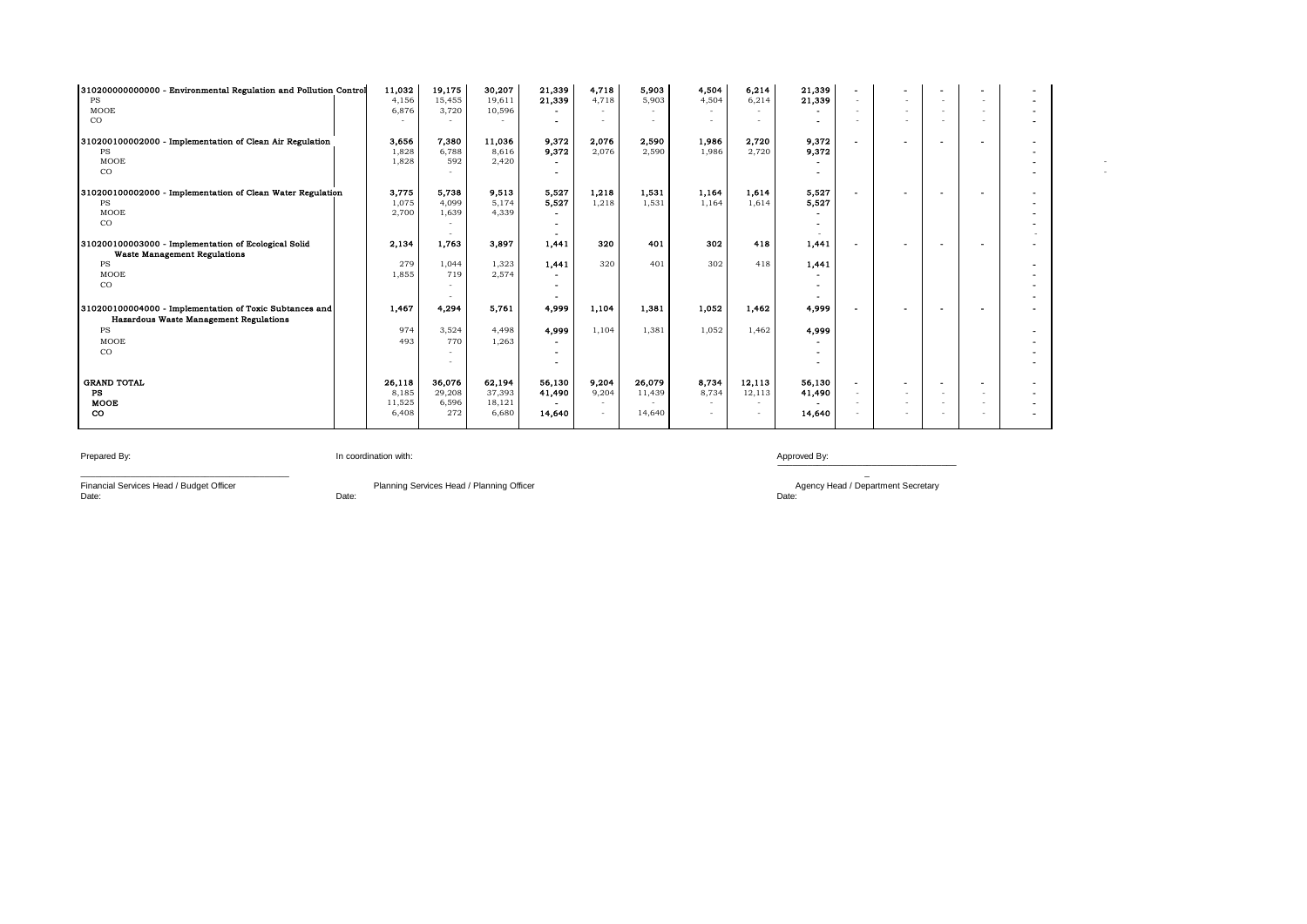| | | | | | | | | | | | | | | | |
|---|---|---|---|---|---|---|---|---|---|---|---|---|---|---|---|
| 310200000000000 - Environmental Regulation and Pollution Control | 11,032 | 19,175 | 30,207 | 21,339 | 4,718 | 5,903 | 4,504 | 6,214 | 21,339 | - | - | - | - | - |
| PS | 4,156 | 15,455 | 19,611 | 21,339 | 4,718 | 5,903 | 4,504 | 6,214 | 21,339 | - | - | - | - | - |
| MOOE | 6,876 | 3,720 | 10,596 | - | - | - | - | - | - | - | - | - | - | - |
| CO | - | - | - | - | - | - | - | - | - | - | - | - | - | - |
| 310200100002000 - Implementation of Clean Air Regulation | 3,656 | 7,380 | 11,036 | 9,372 | 2,076 | 2,590 | 1,986 | 2,720 | 9,372 | - | - | - | - | - |
| PS | 1,828 | 6,788 | 8,616 | 9,372 | 2,076 | 2,590 | 1,986 | 2,720 | 9,372 | | | | | - |
| MOOE | 1,828 | 592 | 2,420 | - | | | | | - | | | | | - |
| CO | | - | | - | | | | | - | | | | | - |
| 310200100002000 - Implementation of Clean Water Regulation | 3,775 | 5,738 | 9,513 | 5,527 | 1,218 | 1,531 | 1,164 | 1,614 | 5,527 | - | - | - | - | - |
| PS | 1,075 | 4,099 | 5,174 | 5,527 | 1,218 | 1,531 | 1,164 | 1,614 | 5,527 | | | | | - |
| MOOE | 2,700 | 1,639 | 4,339 | - | | | | | - | | | | | - |
| CO | | - | | - | | | | | - | | | | | - |
| | | - | | - | | | | | - | | | | | - |
| 310200100003000 - Implementation of Ecological Solid Waste Management Regulations | 2,134 | 1,763 | 3,897 | 1,441 | 320 | 401 | 302 | 418 | 1,441 | - | - | - | - | - |
| PS | 279 | 1,044 | 1,323 | 1,441 | 320 | 401 | 302 | 418 | 1,441 | | | | | - |
| MOOE | 1,855 | 719 | 2,574 | - | | | | | - | | | | | - |
| CO | | - | | - | | | | | - | | | | | - |
| | | - | | - | | | | | - | | | | | - |
| 310200100004000 - Implementation of Toxic Subtances and Hazardous Waste Management Regulations | 1,467 | 4,294 | 5,761 | 4,999 | 1,104 | 1,381 | 1,052 | 1,462 | 4,999 | - | - | - | - | - |
| PS | 974 | 3,524 | 4,498 | 4,999 | 1,104 | 1,381 | 1,052 | 1,462 | 4,999 | | | | | - |
| MOOE | 493 | 770 | 1,263 | - | | | | | - | | | | | - |
| CO | | - | | - | | | | | - | | | | | - |
| | | - | | - | | | | | - | | | | | - |
| **GRAND TOTAL** | **26,118** | **36,076** | **62,194** | **56,130** | **9,204** | **26,079** | **8,734** | **12,113** | **56,130** | - | - | - | - | - |
| **PS** | 8,185 | 29,208 | 37,393 | 41,490 | 9,204 | 11,439 | 8,734 | 12,113 | 41,490 | - | - | - | - | - |
| **MOOE** | 11,525 | 6,596 | 18,121 | - | - | - | - | - | - | - | - | - | - | - |
| **CO** | 6,408 | 272 | 6,680 | 14,640 | - | 14,640 | - | - | 14,640 | - | - | - | - | - |

Prepared By: In coordination with: Approved By:

Financial Services Head / Budget Officer
Date:

Planning Services Head / Planning Officer
Date:

Agency Head / Department Secretary
Date: